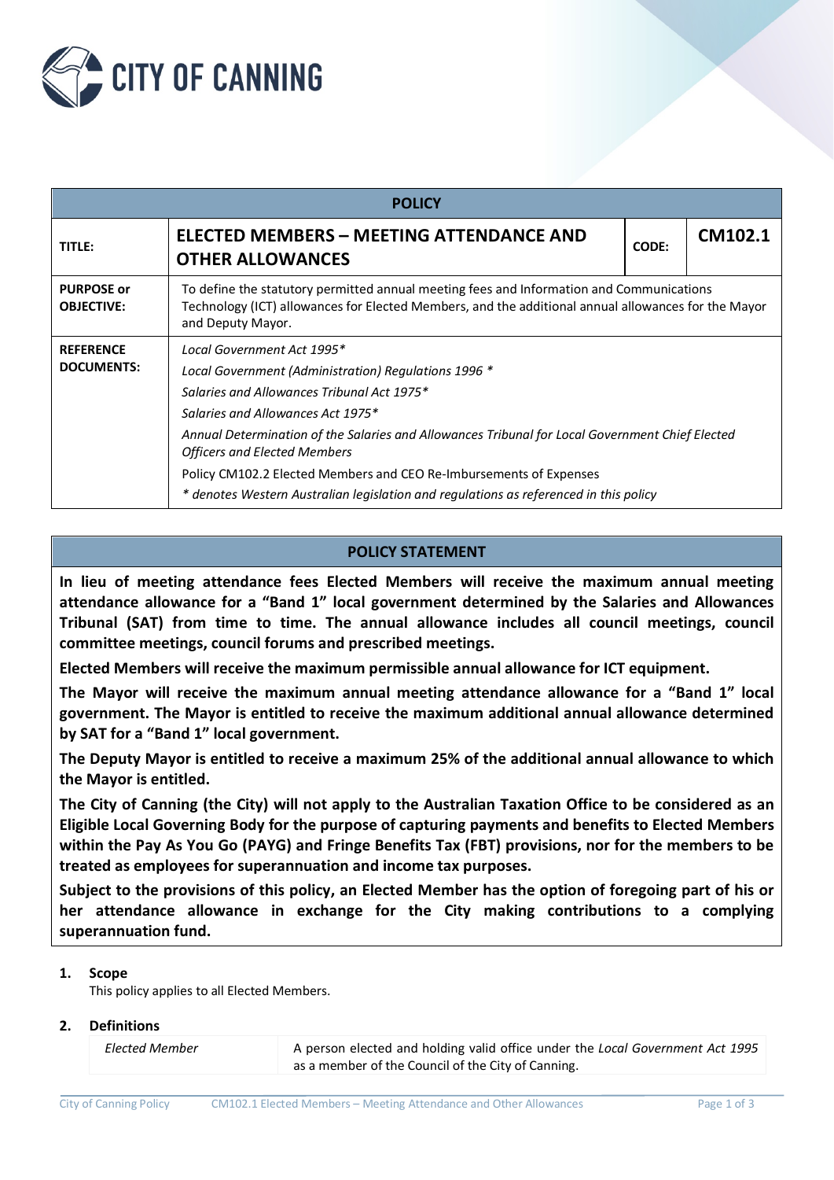CITY OF CANNING

| POLICY | | | |
|---|---|---|---|
| **TITLE:** | **ELECTED MEMBERS – MEETING ATTENDANCE AND OTHER ALLOWANCES** | **CODE:** | **CM102.1** |
| **PURPOSE or OBJECTIVE:** | To define the statutory permitted annual meeting fees and Information and Communications Technology (ICT) allowances for Elected Members, and the additional annual allowances for the Mayor and Deputy Mayor. | | |
| **REFERENCE DOCUMENTS:** | *Local Government Act 1995** <br> *Local Government (Administration) Regulations 1996 ** <br> *Salaries and Allowances Tribunal Act 1975** <br> *Salaries and Allowances Act 1975** <br> *Annual Determination of the Salaries and Allowances Tribunal for Local Government Chief Elected Officers and Elected Members* <br> Policy CM102.2 Elected Members and CEO Re-Imbursements of Expenses <br> ** denotes Western Australian legislation and regulations as referenced in this policy* | | |

## POLICY STATEMENT

**In lieu of meeting attendance fees Elected Members will receive the maximum annual meeting attendance allowance for a "Band 1" local government determined by the Salaries and Allowances Tribunal (SAT) from time to time. The annual allowance includes all council meetings, council committee meetings, council forums and prescribed meetings.**

**Elected Members will receive the maximum permissible annual allowance for ICT equipment.**

**The Mayor will receive the maximum annual meeting attendance allowance for a "Band 1" local government. The Mayor is entitled to receive the maximum additional annual allowance determined by SAT for a "Band 1" local government.**

**The Deputy Mayor is entitled to receive a maximum 25% of the additional annual allowance to which the Mayor is entitled.**

**The City of Canning (the City) will not apply to the Australian Taxation Office to be considered as an Eligible Local Governing Body for the purpose of capturing payments and benefits to Elected Members within the Pay As You Go (PAYG) and Fringe Benefits Tax (FBT) provisions, nor for the members to be treated as employees for superannuation and income tax purposes.**

**Subject to the provisions of this policy, an Elected Member has the option of foregoing part of his or her attendance allowance in exchange for the City making contributions to a complying superannuation fund.**

### 1. Scope

This policy applies to all Elected Members.

### 2. Definitions

| | |
|---|---|
| *Elected Member* | A person elected and holding valid office under the *Local Government Act 1995* as a member of the Council of the City of Canning. |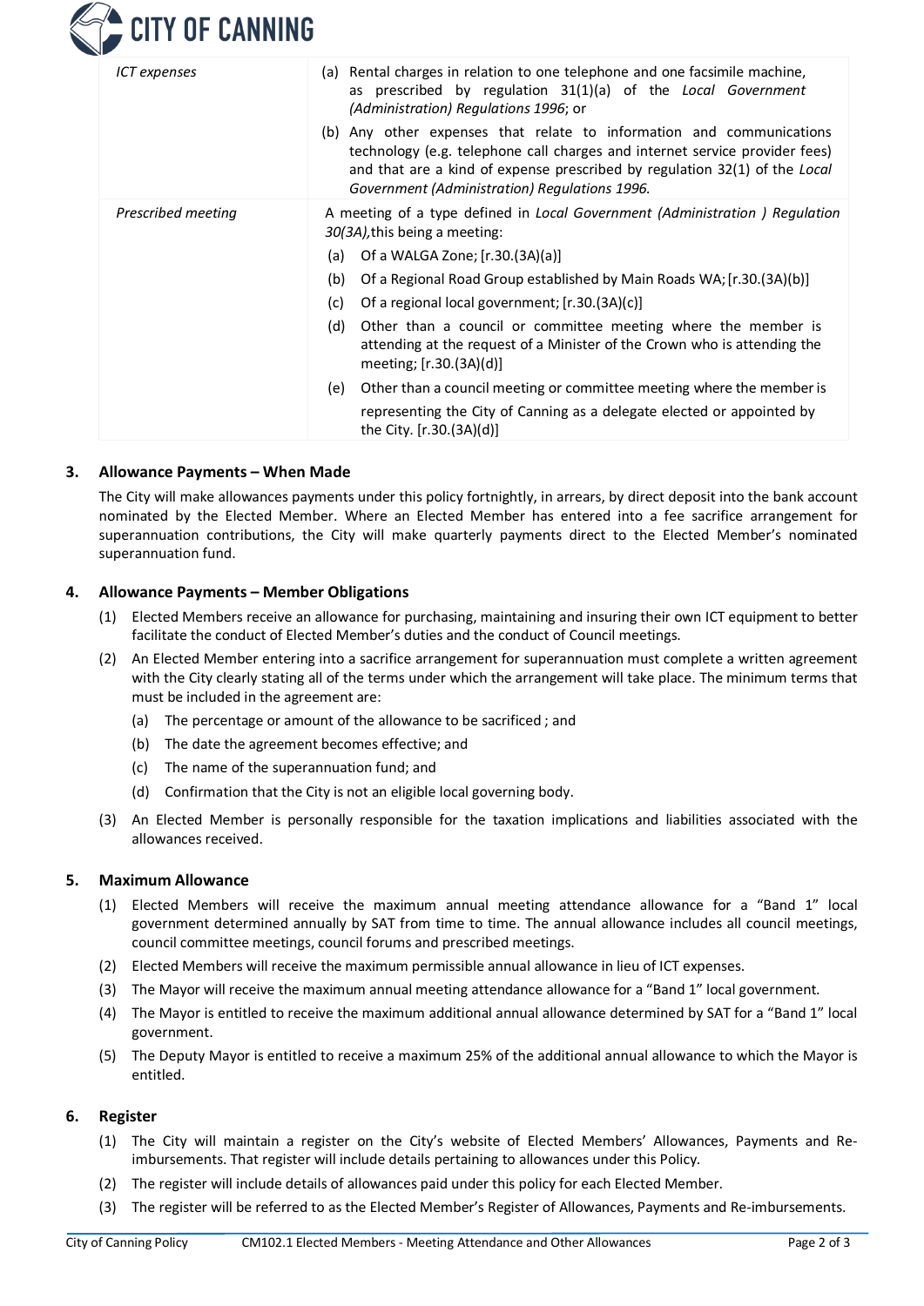| | |
|---|---|
| *ICT expenses* | (a) Rental charges in relation to one telephone and one facsimile machine, as prescribed by regulation 31(1)(a) of the *Local Government (Administration) Regulations 1996*; or<br>(b) Any other expenses that relate to information and communications technology (e.g. telephone call charges and internet service provider fees) and that are a kind of expense prescribed by regulation 32(1) of the *Local Government (Administration) Regulations 1996.* |
| *Prescribed meeting* | A meeting of a type defined in *Local Government (Administration ) Regulation 30(3A),*this being a meeting:<br>(a) Of a WALGA Zone; [r.30.(3A)(a)]<br>(b) Of a Regional Road Group established by Main Roads WA; [r.30.(3A)(b)]<br>(c) Of a regional local government; [r.30.(3A)(c)]<br>(d) Other than a council or committee meeting where the member is attending at the request of a Minister of the Crown who is attending the meeting; [r.30.(3A)(d)]<br>(e) Other than a council meeting or committee meeting where the member is representing the City of Canning as a delegate elected or appointed by the City. [r.30.(3A)(d)] |

## 3. Allowance Payments – When Made

The City will make allowances payments under this policy fortnightly, in arrears, by direct deposit into the bank account nominated by the Elected Member. Where an Elected Member has entered into a fee sacrifice arrangement for superannuation contributions, the City will make quarterly payments direct to the Elected Member's nominated superannuation fund.

## 4. Allowance Payments – Member Obligations

(1) Elected Members receive an allowance for purchasing, maintaining and insuring their own ICT equipment to better facilitate the conduct of Elected Member's duties and the conduct of Council meetings.

(2) An Elected Member entering into a sacrifice arrangement for superannuation must complete a written agreement with the City clearly stating all of the terms under which the arrangement will take place. The minimum terms that must be included in the agreement are:

  (a) The percentage or amount of the allowance to be sacrificed ; and

  (b) The date the agreement becomes effective; and

  (c) The name of the superannuation fund; and

  (d) Confirmation that the City is not an eligible local governing body.

(3) An Elected Member is personally responsible for the taxation implications and liabilities associated with the allowances received.

## 5. Maximum Allowance

(1) Elected Members will receive the maximum annual meeting attendance allowance for a "Band 1" local government determined annually by SAT from time to time. The annual allowance includes all council meetings, council committee meetings, council forums and prescribed meetings.

(2) Elected Members will receive the maximum permissible annual allowance in lieu of ICT expenses.

(3) The Mayor will receive the maximum annual meeting attendance allowance for a "Band 1" local government.

(4) The Mayor is entitled to receive the maximum additional annual allowance determined by SAT for a "Band 1" local government.

(5) The Deputy Mayor is entitled to receive a maximum 25% of the additional annual allowance to which the Mayor is entitled.

## 6. Register

(1) The City will maintain a register on the City's website of Elected Members' Allowances, Payments and Re-imbursements. That register will include details pertaining to allowances under this Policy.

(2) The register will include details of allowances paid under this policy for each Elected Member.

(3) The register will be referred to as the Elected Member's Register of Allowances, Payments and Re-imbursements.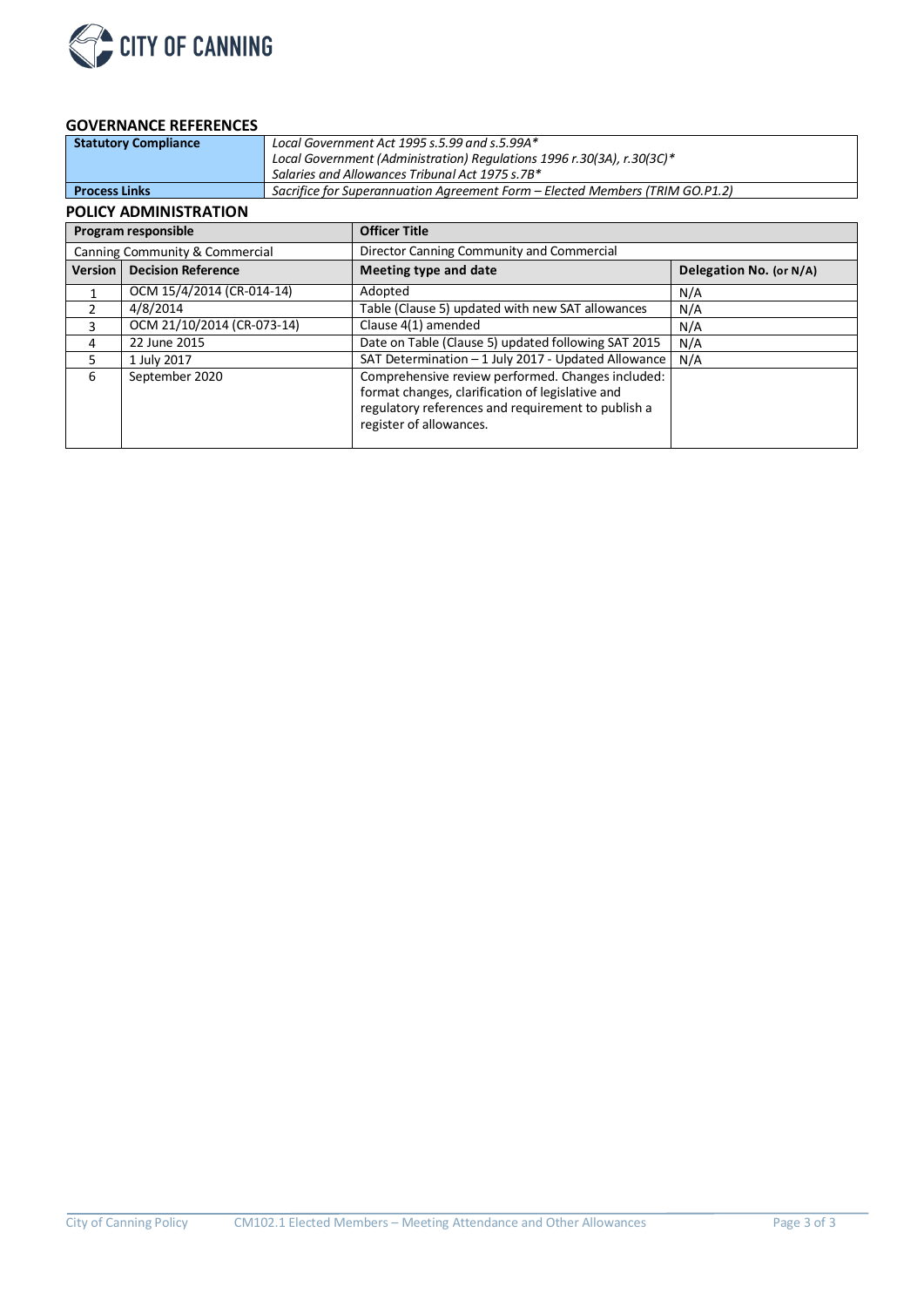## GOVERNANCE REFERENCES

| | |
|---|---|
| **Statutory Compliance** | *Local Government Act 1995 s.5.99 and s.5.99A**<br>*Local Government (Administration) Regulations 1996 r.30(3A), r.30(3C)**<br>*Salaries and Allowances Tribunal Act 1975 s.7B** |
| **Process Links** | *Sacrifice for Superannuation Agreement Form – Elected Members (TRIM GO.P1.2)* |

## POLICY ADMINISTRATION

| **Program responsible** | | **Officer Title** | |
|---|---|---|---|
| Canning Community & Commercial | | Director Canning Community and Commercial | |
| **Version** | **Decision Reference** | **Meeting type and date** | **Delegation No. (or N/A)** |
| 1 | OCM 15/4/2014 (CR-014-14) | Adopted | N/A |
| 2 | 4/8/2014 | Table (Clause 5) updated with new SAT allowances | N/A |
| 3 | OCM 21/10/2014 (CR-073-14) | Clause 4(1) amended | N/A |
| 4 | 22 June 2015 | Date on Table (Clause 5) updated following SAT 2015 | N/A |
| 5 | 1 July 2017 | SAT Determination – 1 July 2017 - Updated Allowance | N/A |
| 6 | September 2020 | Comprehensive review performed. Changes included: format changes, clarification of legislative and regulatory references and requirement to publish a register of allowances. | |